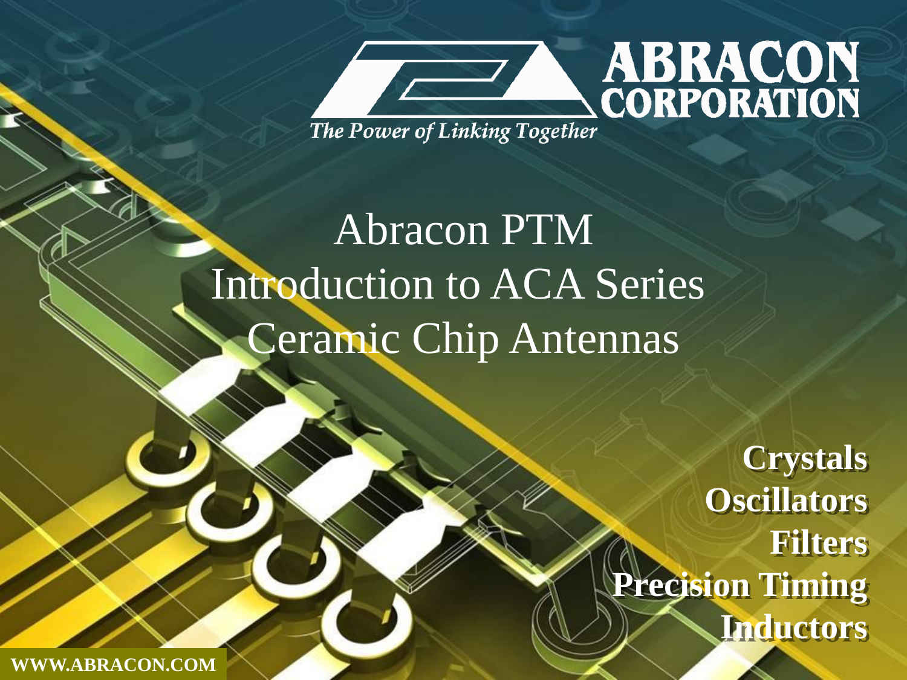**ABRACON CORPORATION**

*The Power of Linking Together*

# Abracon PTM
# Introduction to ACA Series Ceramic Chip Antennas

**Crystals**
**Oscillators**
**Filters**
**Precision Timing**
**Inductors**

**WWW.ABRACON.COM**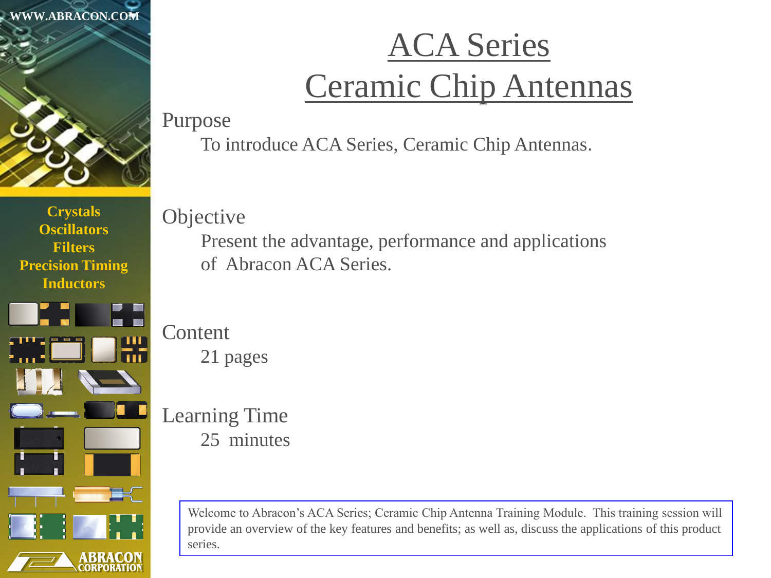# ACA Series
# Ceramic Chip Antennas

WWW.ABRACON.COM

Crystals
Oscillators
Filters
Precision Timing
Inductors

ABRACON CORPORATION

## Purpose

To introduce ACA Series, Ceramic Chip Antennas.

## Objective

Present the advantage, performance and applications of Abracon ACA Series.

## Content

21 pages

## Learning Time

25 minutes

Welcome to Abracon's ACA Series; Ceramic Chip Antenna Training Module. This training session will provide an overview of the key features and benefits; as well as, discuss the applications of this product series.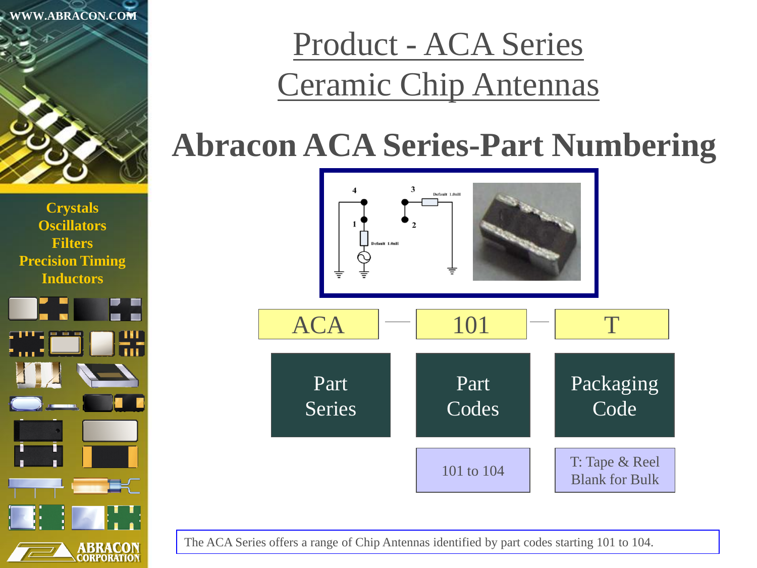# Product - ACA Series
# Ceramic Chip Antennas

## Abracon ACA Series-Part Numbering

| ACA | 101 | T |
|---|---|---|
| Part Series | Part Codes | Packaging Code |
| | 101 to 104 | T: Tape & Reel<br>Blank for Bulk |

The ACA Series offers a range of Chip Antennas identified by part codes starting 101 to 104.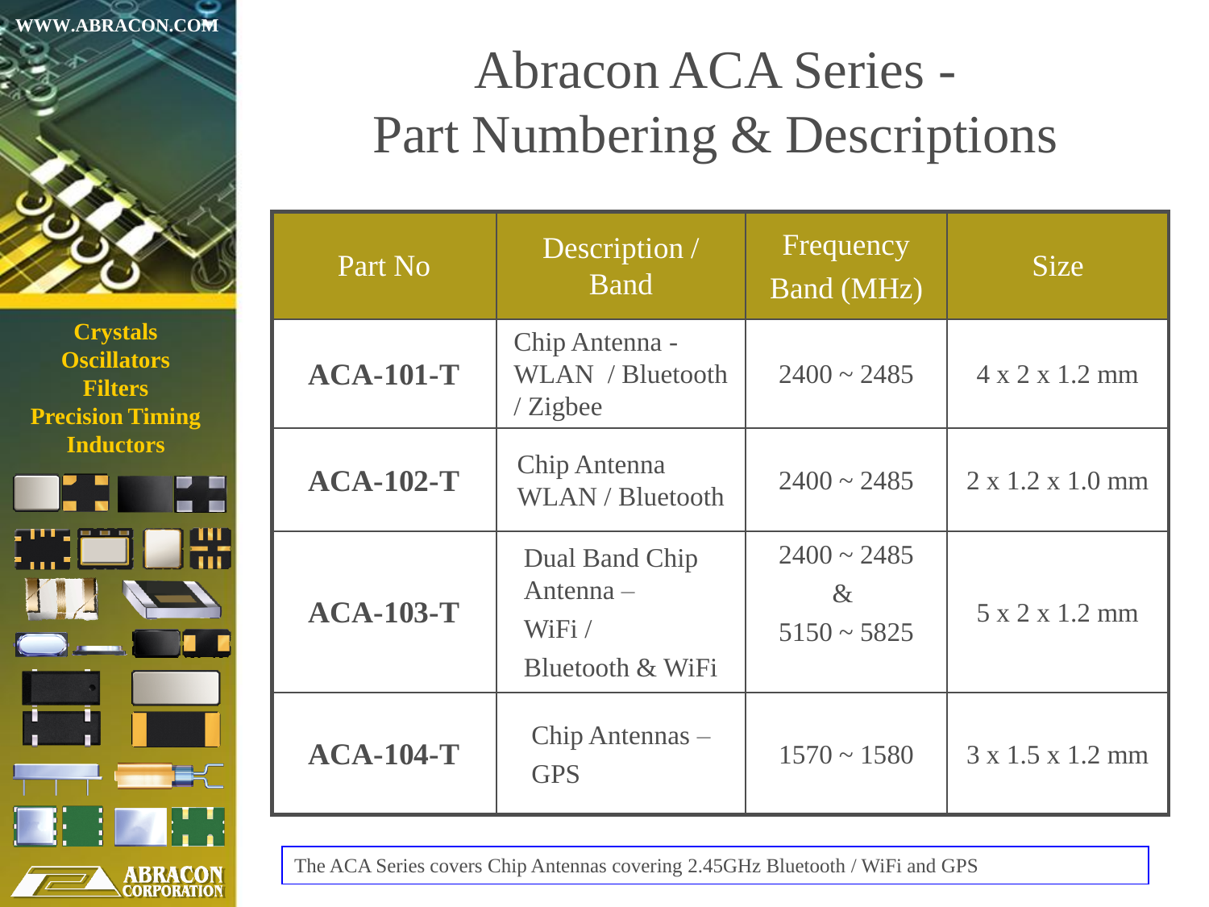# Abracon ACA Series - Part Numbering & Descriptions

| Part No | Description / Band | Frequency Band (MHz) | Size |
|---|---|---|---|
| **ACA-101-T** | Chip Antenna - WLAN / Bluetooth / Zigbee | 2400 ~ 2485 | 4 x 2 x 1.2 mm |
| **ACA-102-T** | Chip Antenna WLAN / Bluetooth | 2400 ~ 2485 | 2 x 1.2 x 1.0 mm |
| **ACA-103-T** | Dual Band Chip Antenna – WiFi / Bluetooth & WiFi | 2400 ~ 2485 & 5150 ~ 5825 | 5 x 2 x 1.2 mm |
| **ACA-104-T** | Chip Antennas – GPS | 1570 ~ 1580 | 3 x 1.5 x 1.2 mm |

The ACA Series covers Chip Antennas covering 2.45GHz Bluetooth / WiFi and GPS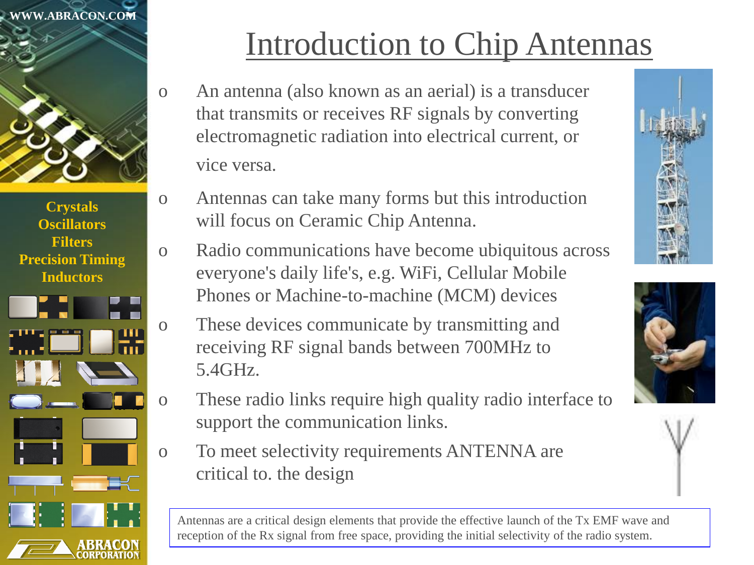# Introduction to Chip Antennas

- An antenna (also known as an aerial) is a transducer that transmits or receives RF signals by converting electromagnetic radiation into electrical current, or vice versa.
- Antennas can take many forms but this introduction will focus on Ceramic Chip Antenna.
- Radio communications have become ubiquitous across everyone's daily life's, e.g. WiFi, Cellular Mobile Phones or Machine-to-machine (MCM) devices
- These devices communicate by transmitting and receiving RF signal bands between 700MHz to 5.4GHz.
- These radio links require high quality radio interface to support the communication links.
- To meet selectivity requirements ANTENNA are critical to. the design

Antennas are a critical design elements that provide the effective launch of the Tx EMF wave and reception of the Rx signal from free space, providing the initial selectivity of the radio system.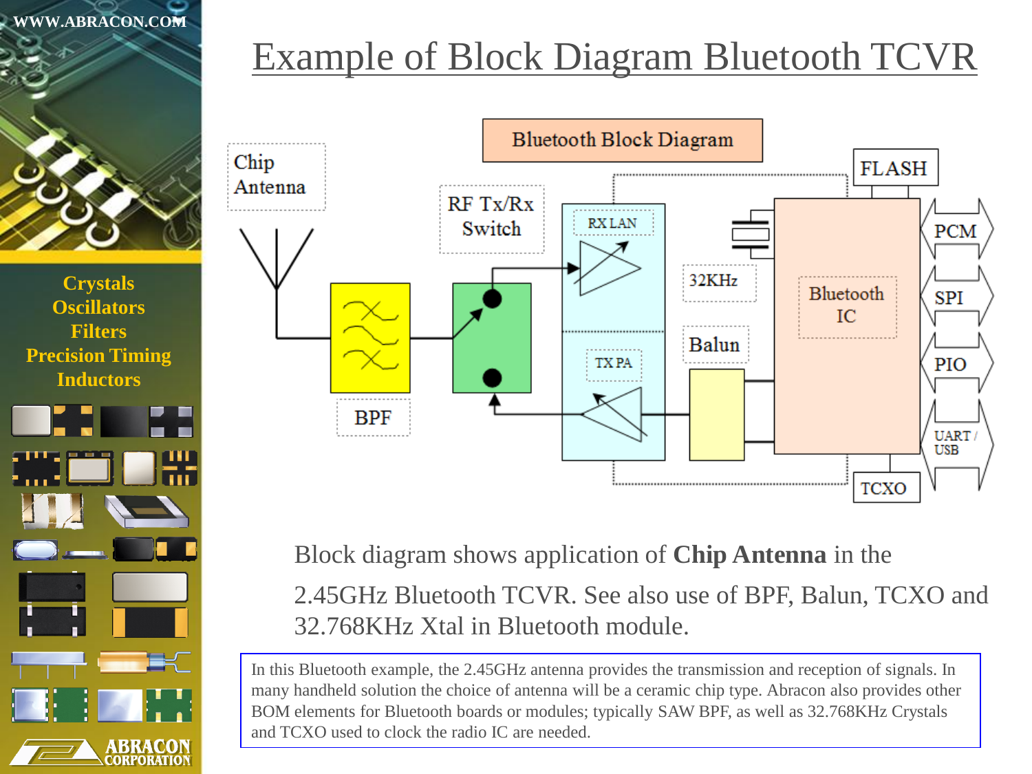# Example of Block Diagram Bluetooth TCVR

Bluetooth Block Diagram

Chip Antenna

RF Tx/Rx Switch

RX LAN

TX PA

BPF

32KHz

Balun

Bluetooth IC

FLASH

TCXO

PCM

SPI

PIO

UART / USB

Block diagram shows application of **Chip Antenna** in the 2.45GHz Bluetooth TCVR. See also use of BPF, Balun, TCXO and 32.768KHz Xtal in Bluetooth module.

In this Bluetooth example, the 2.45GHz antenna provides the transmission and reception of signals. In many handheld solution the choice of antenna will be a ceramic chip type. Abracon also provides other BOM elements for Bluetooth boards or modules; typically SAW BPF, as well as 32.768KHz Crystals and TCXO used to clock the radio IC are needed.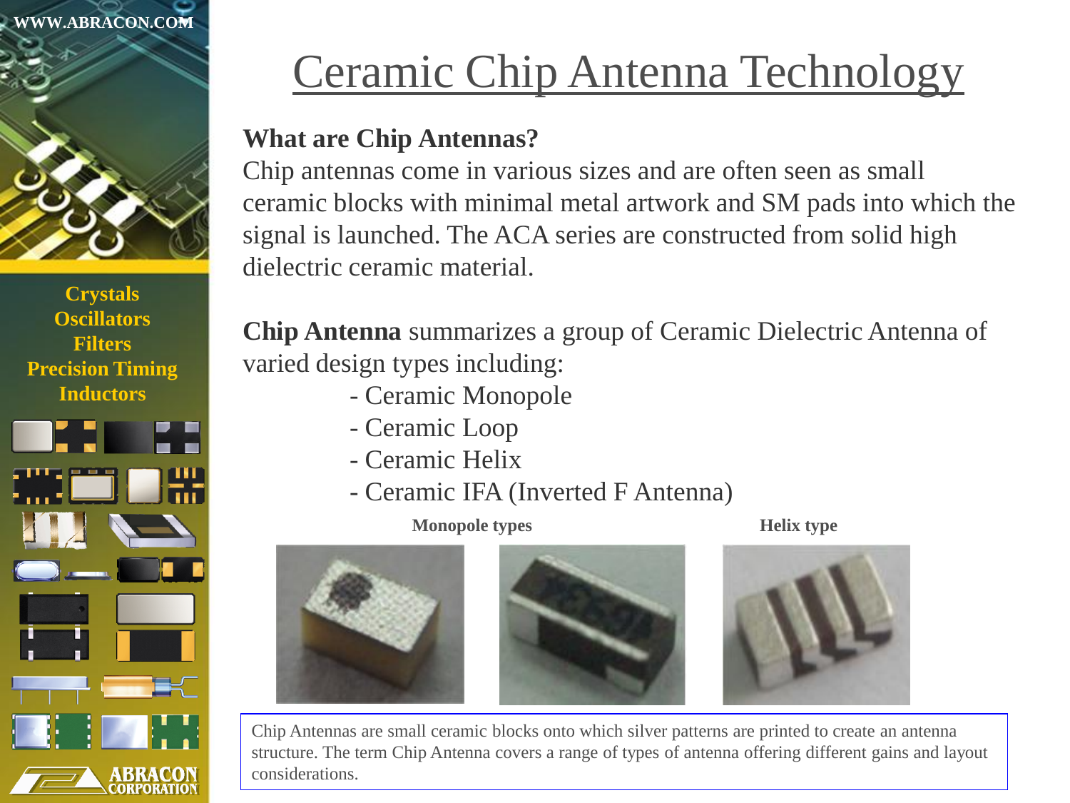# Ceramic Chip Antenna Technology

**What are Chip Antennas?**

Chip antennas come in various sizes and are often seen as small ceramic blocks with minimal metal artwork and SM pads into which the signal is launched. The ACA series are constructed from solid high dielectric ceramic material.

**Chip Antenna** summarizes a group of Ceramic Dielectric Antenna of varied design types including:

- Ceramic Monopole
- Ceramic Loop
- Ceramic Helix
- Ceramic IFA (Inverted F Antenna)

**Monopole types** **Helix type**

Chip Antennas are small ceramic blocks onto which silver patterns are printed to create an antenna structure. The term Chip Antenna covers a range of types of antenna offering different gains and layout considerations.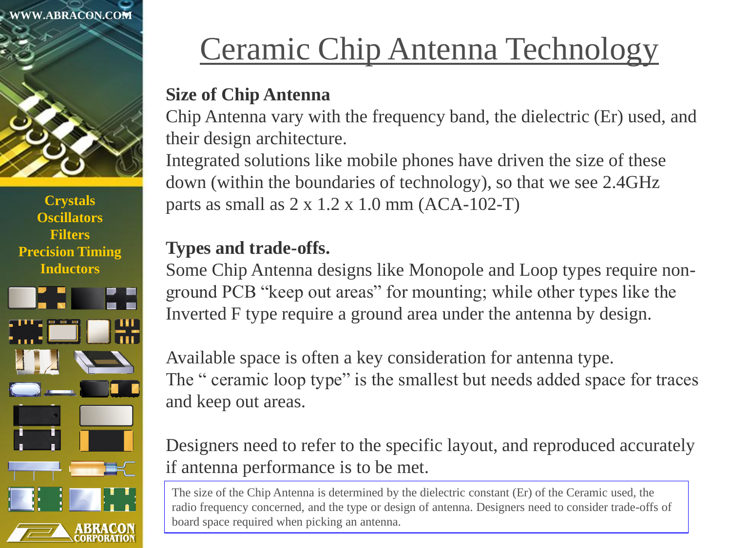# Ceramic Chip Antenna Technology

**Size of Chip Antenna**

Chip Antenna vary with the frequency band, the dielectric (Er) used, and their design architecture.

Integrated solutions like mobile phones have driven the size of these down (within the boundaries of technology), so that we see 2.4GHz parts as small as 2 x 1.2 x 1.0 mm (ACA-102-T)

**Types and trade-offs.**

Some Chip Antenna designs like Monopole and Loop types require non-ground PCB "keep out areas" for mounting; while other types like the Inverted F type require a ground area under the antenna by design.

Available space is often a key consideration for antenna type.

The " ceramic loop type" is the smallest but needs added space for traces and keep out areas.

Designers need to refer to the specific layout, and reproduced accurately if antenna performance is to be met.

The size of the Chip Antenna is determined by the dielectric constant (Er) of the Ceramic used, the radio frequency concerned, and the type or design of antenna. Designers need to consider trade-offs of board space required when picking an antenna.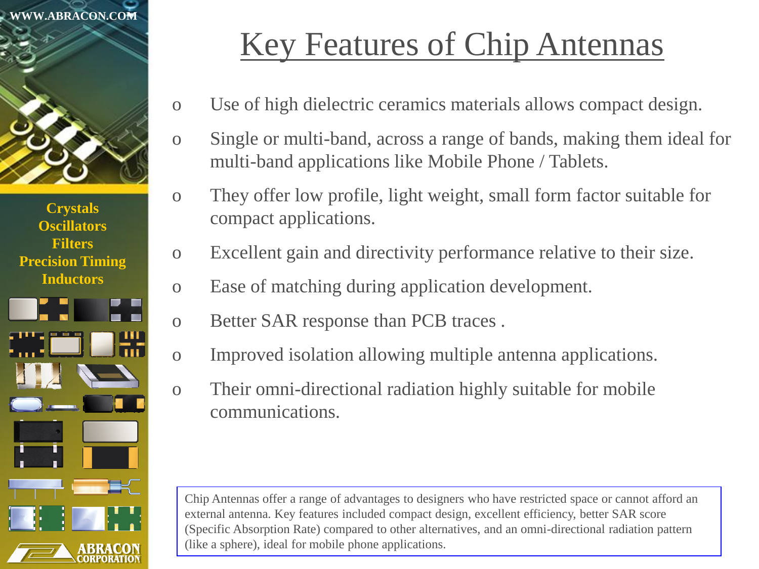# Key Features of Chip Antennas

- Use of high dielectric ceramics materials allows compact design.
- Single or multi-band, across a range of bands, making them ideal for multi-band applications like Mobile Phone / Tablets.
- They offer low profile, light weight, small form factor suitable for compact applications.
- Excellent gain and directivity performance relative to their size.
- Ease of matching during application development.
- Better SAR response than PCB traces .
- Improved isolation allowing multiple antenna applications.
- Their omni-directional radiation highly suitable for mobile communications.

Chip Antennas offer a range of advantages to designers who have restricted space or cannot afford an external antenna. Key features included compact design, excellent efficiency, better SAR score (Specific Absorption Rate) compared to other alternatives, and an omni-directional radiation pattern (like a sphere), ideal for mobile phone applications.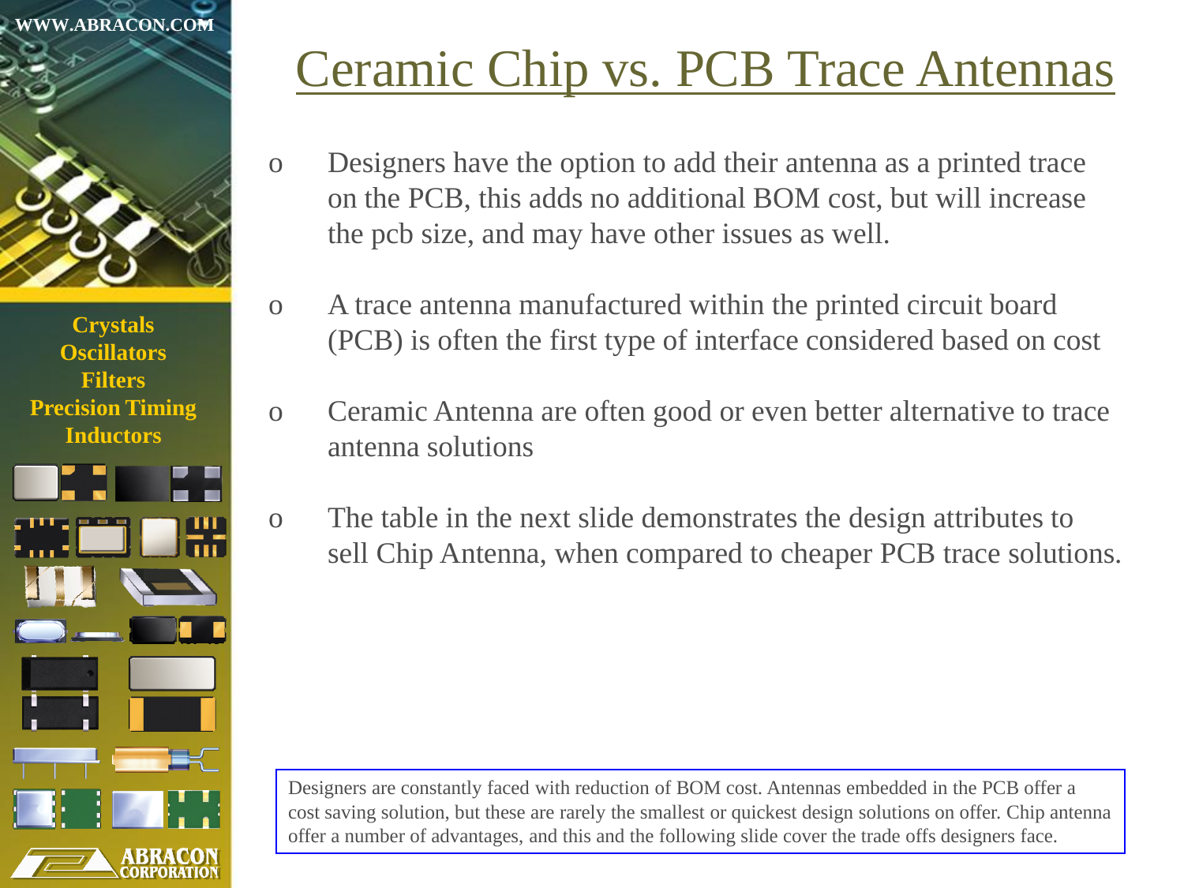# Ceramic Chip vs. PCB Trace Antennas

- Designers have the option to add their antenna as a printed trace on the PCB, this adds no additional BOM cost, but will increase the pcb size, and may have other issues as well.
- A trace antenna manufactured within the printed circuit board (PCB) is often the first type of interface considered based on cost
- Ceramic Antenna are often good or even better alternative to trace antenna solutions
- The table in the next slide demonstrates the design attributes to sell Chip Antenna, when compared to cheaper PCB trace solutions.

Designers are constantly faced with reduction of BOM cost. Antennas embedded in the PCB offer a cost saving solution, but these are rarely the smallest or quickest design solutions on offer. Chip antenna offer a number of advantages, and this and the following slide cover the trade offs designers face.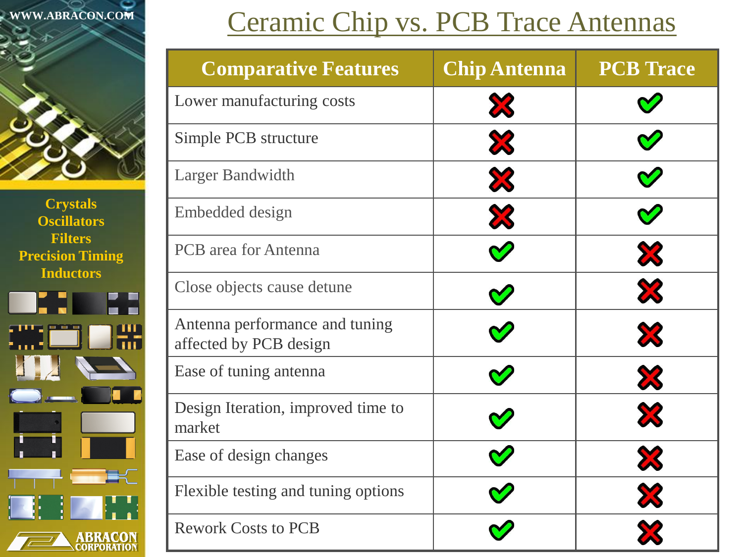# Ceramic Chip vs. PCB Trace Antennas

| Comparative Features | Chip Antenna | PCB Trace |
| --- | --- | --- |
| Lower manufacturing costs | ✗ | ✓ |
| Simple PCB structure | ✗ | ✓ |
| Larger Bandwidth | ✗ | ✓ |
| Embedded design | ✗ | ✓ |
| PCB area for Antenna | ✓ | ✗ |
| Close objects cause detune | ✓ | ✗ |
| Antenna performance and tuning affected by PCB design | ✓ | ✗ |
| Ease of tuning antenna | ✓ | ✗ |
| Design Iteration, improved time to market | ✓ | ✗ |
| Ease of design changes | ✓ | ✗ |
| Flexible testing and tuning options | ✓ | ✗ |
| Rework Costs to PCB | ✓ | ✗ |

WWW.ABRACON.COM

Crystals
Oscillators
Filters
Precision Timing
Inductors

ABRACON CORPORATION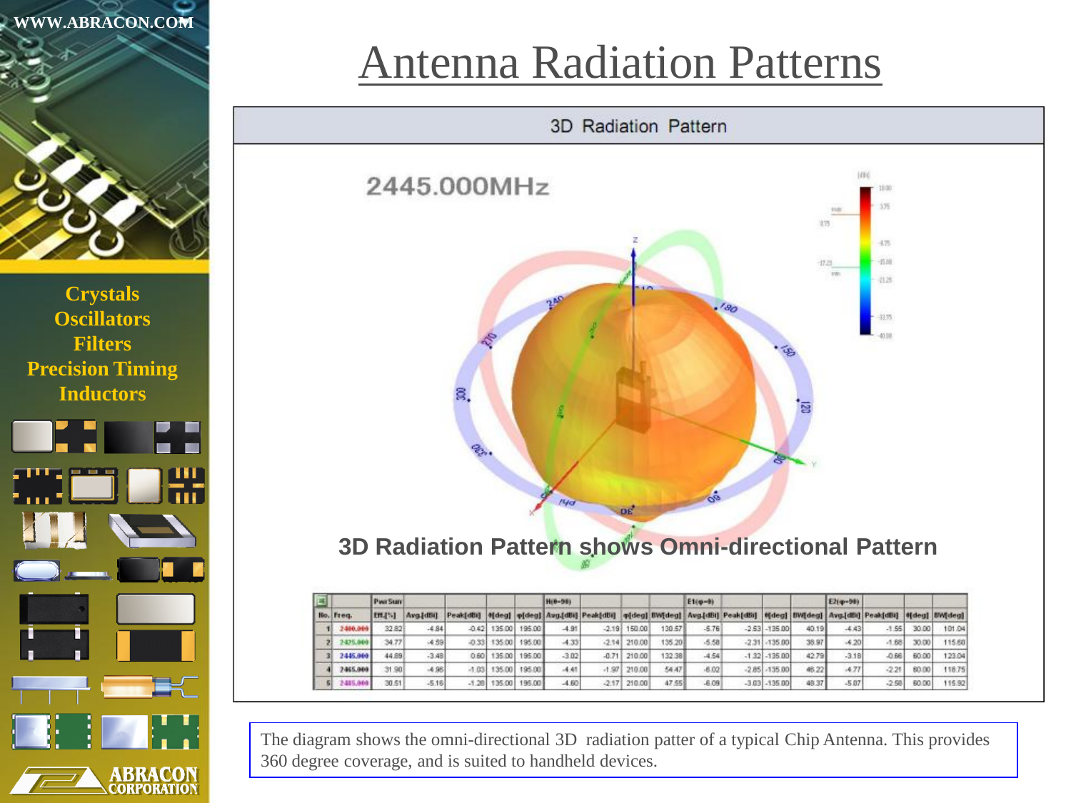# Antenna Radiation Patterns

3D Radiation Pattern

2445.000MHz

3D Radiation Pattern shows Omni-directional Pattern

| | | PwrSum | | | | | H(θ=90) | | | | E1(φ=0) | | | | E2(φ=90) | | | |
|---|---|---|---|---|---|---|---|---|---|---|---|---|---|---|---|---|---|---|
| No. | Freq. | Eff.[%] | Avg.[dBi] | Peak[dBi] | θ[deg] | φ[deg] | Avg.[dBi] | Peak[dBi] | φ[deg] | BW[deg] | Avg.[dBi] | Peak[dBi] | θ[deg] | BW[deg] | Avg.[dBi] | Peak[dBi] | θ[deg] | BW[deg] |
| 1 | 2400.000 | 32.82 | -4.84 | -0.42 | 135.00 | 195.00 | -4.91 | -2.19 | 150.00 | 130.57 | -5.76 | -2.53 | -135.00 | 40.19 | -4.43 | -1.55 | 30.00 | 101.04 |
| 2 | 2425.000 | 34.77 | -4.59 | -0.33 | 135.00 | 195.00 | -4.33 | -2.14 | 210.00 | 135.20 | -5.58 | -2.31 | -135.00 | 38.97 | -4.20 | -1.68 | 30.00 | 115.60 |
| 3 | 2445.000 | 44.89 | -3.48 | 0.60 | 135.00 | 195.00 | -3.02 | -0.71 | 210.00 | 132.38 | -4.54 | -1.32 | -135.00 | 42.79 | -3.18 | -0.66 | 60.00 | 123.04 |
| 4 | 2465.000 | 31.90 | -4.96 | -1.03 | 135.00 | 195.00 | -4.41 | -1.97 | 210.00 | 54.47 | -6.02 | -2.85 | -135.00 | 46.22 | -4.77 | -2.21 | 60.00 | 118.75 |
| 5 | 2485.000 | 30.51 | -5.16 | -1.28 | 135.00 | 195.00 | -4.60 | -2.17 | 210.00 | 47.55 | -6.09 | -3.03 | -135.00 | 48.37 | -5.07 | -2.58 | 60.00 | 115.92 |

The diagram shows the omni-directional 3D radiation patter of a typical Chip Antenna. This provides 360 degree coverage, and is suited to handheld devices.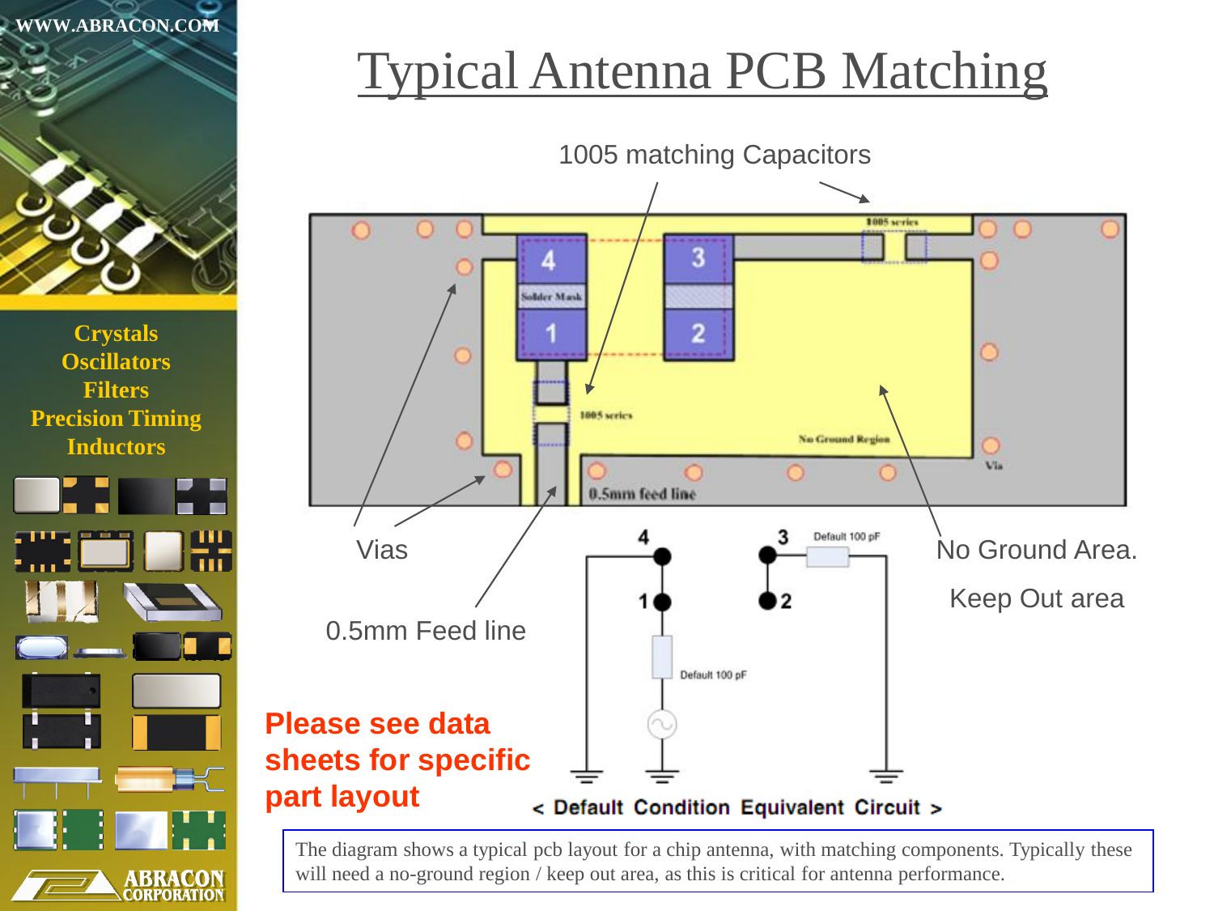# Typical Antenna PCB Matching

1005 matching Capacitors

Vias

0.5mm Feed line

No Ground Area.

Keep Out area

1005 series

Solder Mask

No Ground Region

Via

0.5mm feed line

Default 100 pF

Default 100 pF

< Default Condition Equivalent Circuit >

**Please see data sheets for specific part layout**

The diagram shows a typical pcb layout for a chip antenna, with matching components. Typically these will need a no-ground region / keep out area, as this is critical for antenna performance.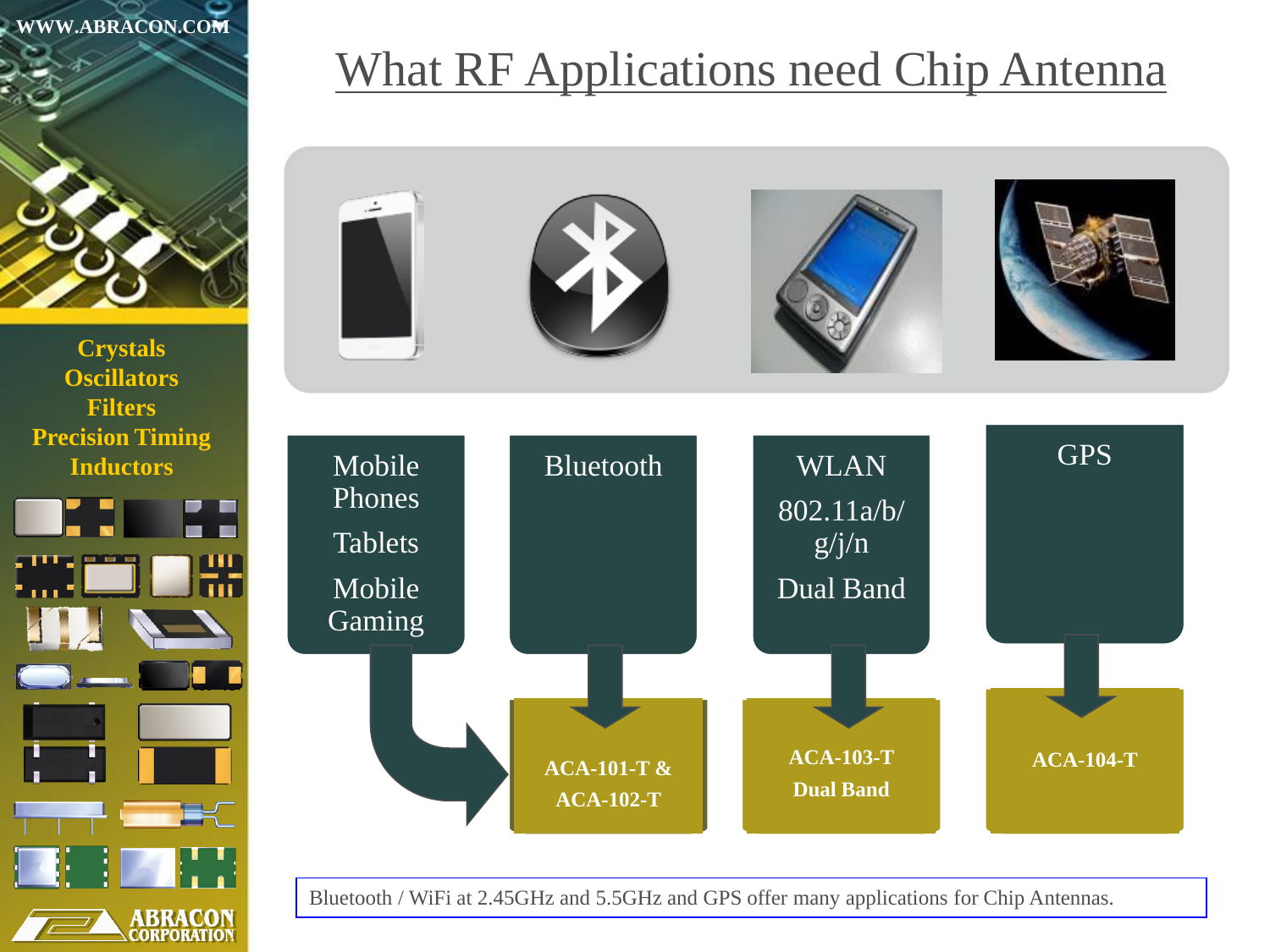# What RF Applications need Chip Antenna

| Mobile Phones, Tablets, Mobile Gaming | Bluetooth | WLAN 802.11a/b/g/j/n Dual Band | GPS |
|---|---|---|---|
| ACA-101-T & ACA-102-T | | ACA-103-T Dual Band | ACA-104-T |

Crystals
Oscillators
Filters
Precision Timing
Inductors

Bluetooth / WiFi at 2.45GHz and 5.5GHz and GPS offer many applications for Chip Antennas.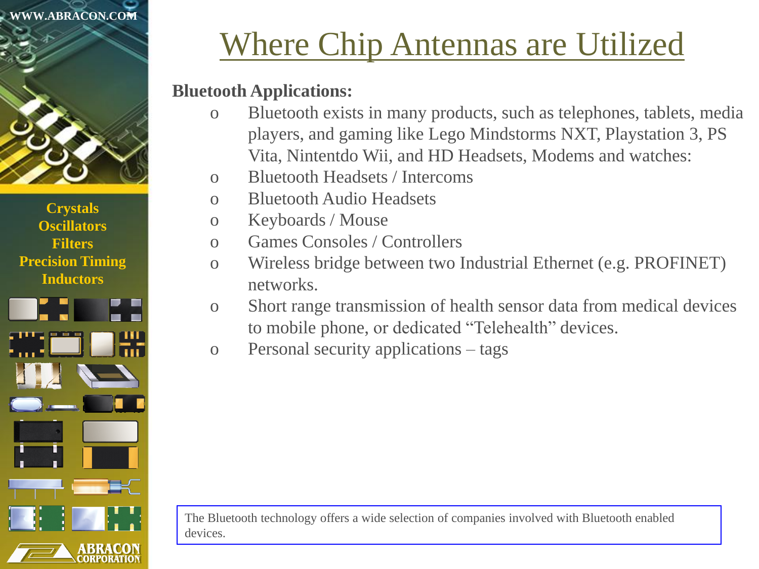# Where Chip Antennas are Utilized

**Bluetooth Applications:**

- Bluetooth exists in many products, such as telephones, tablets, media players, and gaming like Lego Mindstorms NXT, Playstation 3, PS Vita, Nintentdo Wii, and HD Headsets, Modems and watches:
- Bluetooth Headsets / Intercoms
- Bluetooth Audio Headsets
- Keyboards / Mouse
- Games Consoles / Controllers
- Wireless bridge between two Industrial Ethernet (e.g. PROFINET) networks.
- Short range transmission of health sensor data from medical devices to mobile phone, or dedicated “Telehealth” devices.
- Personal security applications – tags

The Bluetooth technology offers a wide selection of companies involved with Bluetooth enabled devices.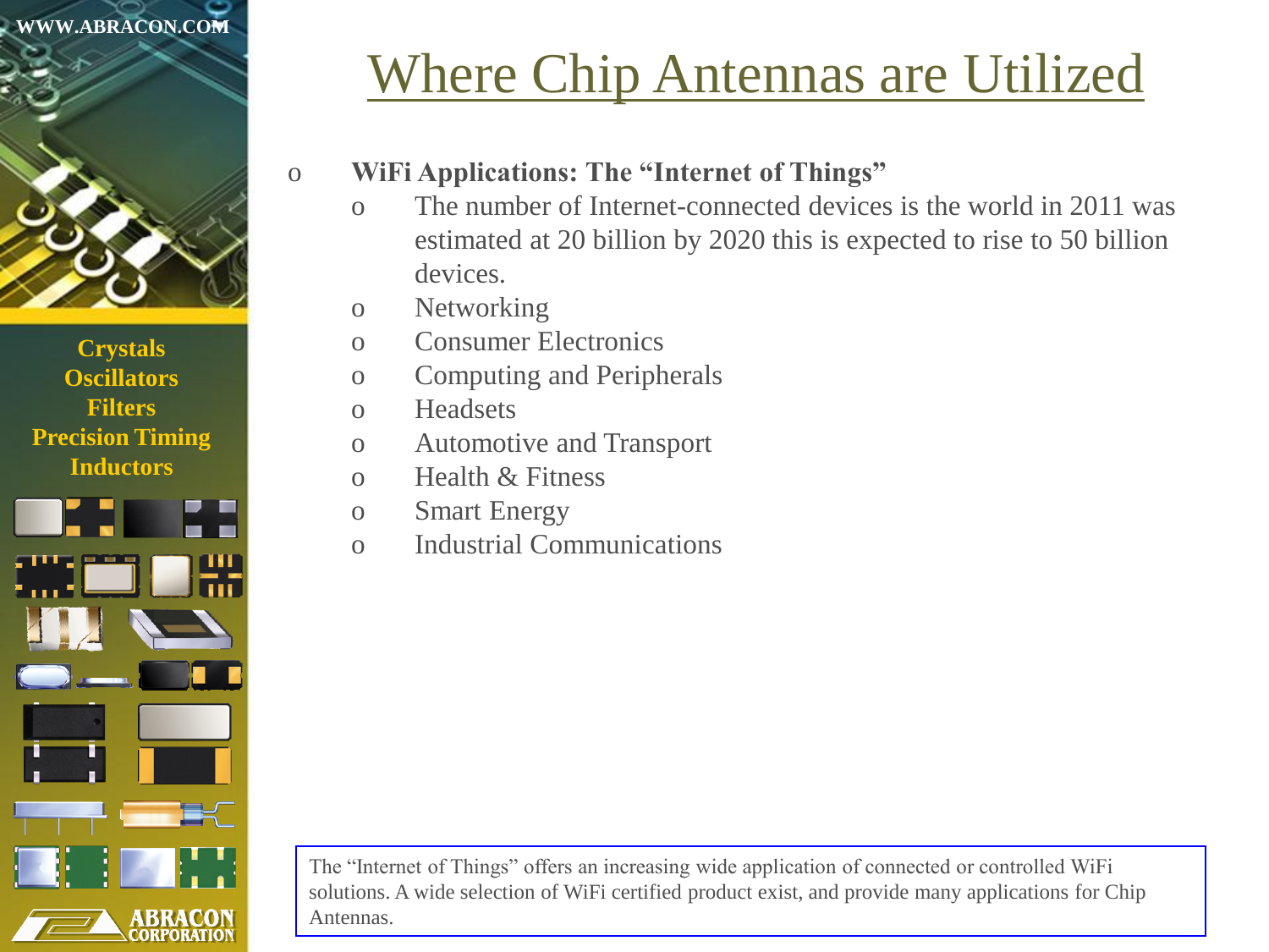# Where Chip Antennas are Utilized

- **WiFi Applications: The "Internet of Things"**
  - The number of Internet-connected devices is the world in 2011 was estimated at 20 billion by 2020 this is expected to rise to 50 billion devices.
  - Networking
  - Consumer Electronics
  - Computing and Peripherals
  - Headsets
  - Automotive and Transport
  - Health & Fitness
  - Smart Energy
  - Industrial Communications

The "Internet of Things" offers an increasing wide application of connected or controlled WiFi solutions. A wide selection of WiFi certified product exist, and provide many applications for Chip Antennas.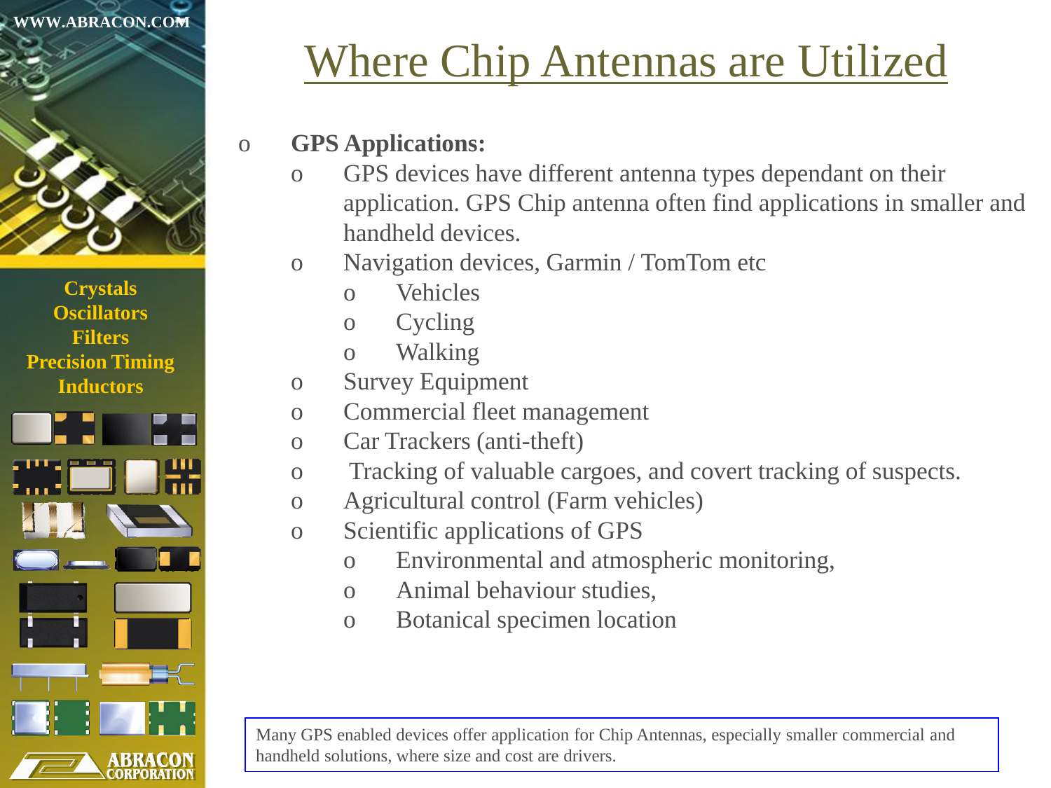# Where Chip Antennas are Utilized

- **GPS Applications:**
  - GPS devices have different antenna types dependant on their application. GPS Chip antenna often find applications in smaller and handheld devices.
  - Navigation devices, Garmin / TomTom etc
    - Vehicles
    - Cycling
    - Walking
  - Survey Equipment
  - Commercial fleet management
  - Car Trackers (anti-theft)
  - Tracking of valuable cargoes, and covert tracking of suspects.
  - Agricultural control (Farm vehicles)
  - Scientific applications of GPS
    - Environmental and atmospheric monitoring,
    - Animal behaviour studies,
    - Botanical specimen location

Many GPS enabled devices offer application for Chip Antennas, especially smaller commercial and handheld solutions, where size and cost are drivers.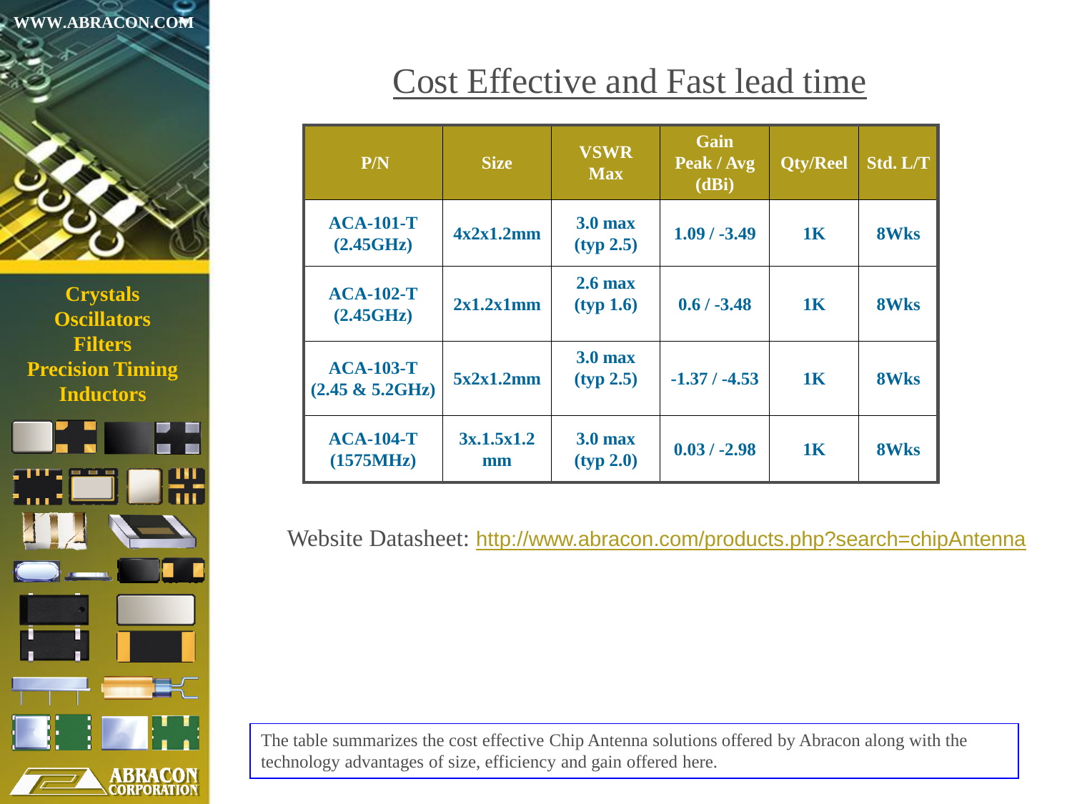# Cost Effective and Fast lead time

| P/N | Size | VSWR Max | Gain Peak / Avg (dBi) | Qty/Reel | Std. L/T |
|---|---|---|---|---|---|
| ACA-101-T (2.45GHz) | 4x2x1.2mm | 3.0 max (typ 2.5) | 1.09 / -3.49 | 1K | 8Wks |
| ACA-102-T (2.45GHz) | 2x1.2x1mm | 2.6 max (typ 1.6) | 0.6 / -3.48 | 1K | 8Wks |
| ACA-103-T (2.45 & 5.2GHz) | 5x2x1.2mm | 3.0 max (typ 2.5) | -1.37 / -4.53 | 1K | 8Wks |
| ACA-104-T (1575MHz) | 3x.1.5x1.2 mm | 3.0 max (typ 2.0) | 0.03 / -2.98 | 1K | 8Wks |

Website Datasheet: http://www.abracon.com/products.php?search=chipAntenna

The table summarizes the cost effective Chip Antenna solutions offered by Abracon along with the technology advantages of size, efficiency and gain offered here.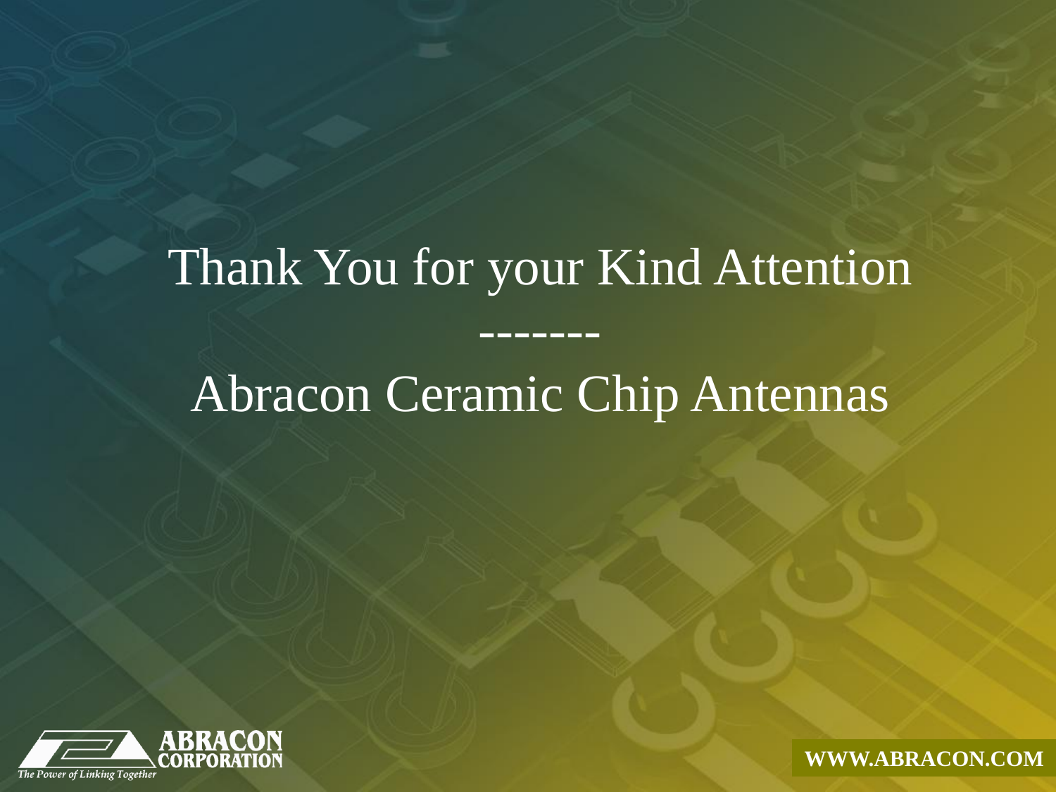# Thank You for your Kind Attention

-------

# Abracon Ceramic Chip Antennas

ABRACON CORPORATION

*The Power of Linking Together*

**WWW.ABRACON.COM**